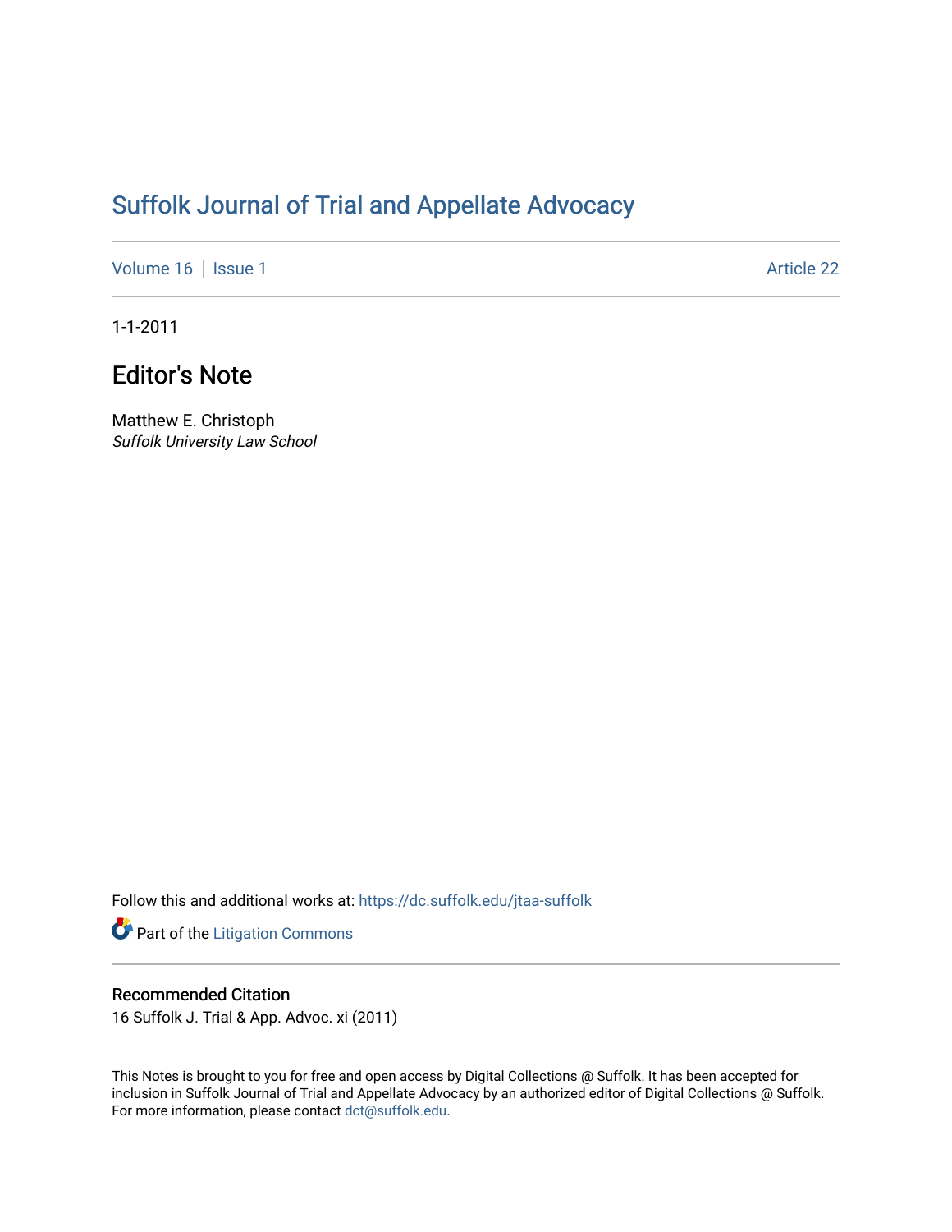# Suffolk Journal of Trial and Appellate Advocacy

Volume 16 | Issue 1 Article 22

1-1-2011

## Editor's Note

Matthew E. Christoph
*Suffolk University Law School*

Follow this and additional works at: https://dc.suffolk.edu/jtaa-suffolk

Part of the Litigation Commons

### Recommended Citation

16 Suffolk J. Trial & App. Advoc. xi (2011)

This Notes is brought to you for free and open access by Digital Collections @ Suffolk. It has been accepted for inclusion in Suffolk Journal of Trial and Appellate Advocacy by an authorized editor of Digital Collections @ Suffolk. For more information, please contact dct@suffolk.edu.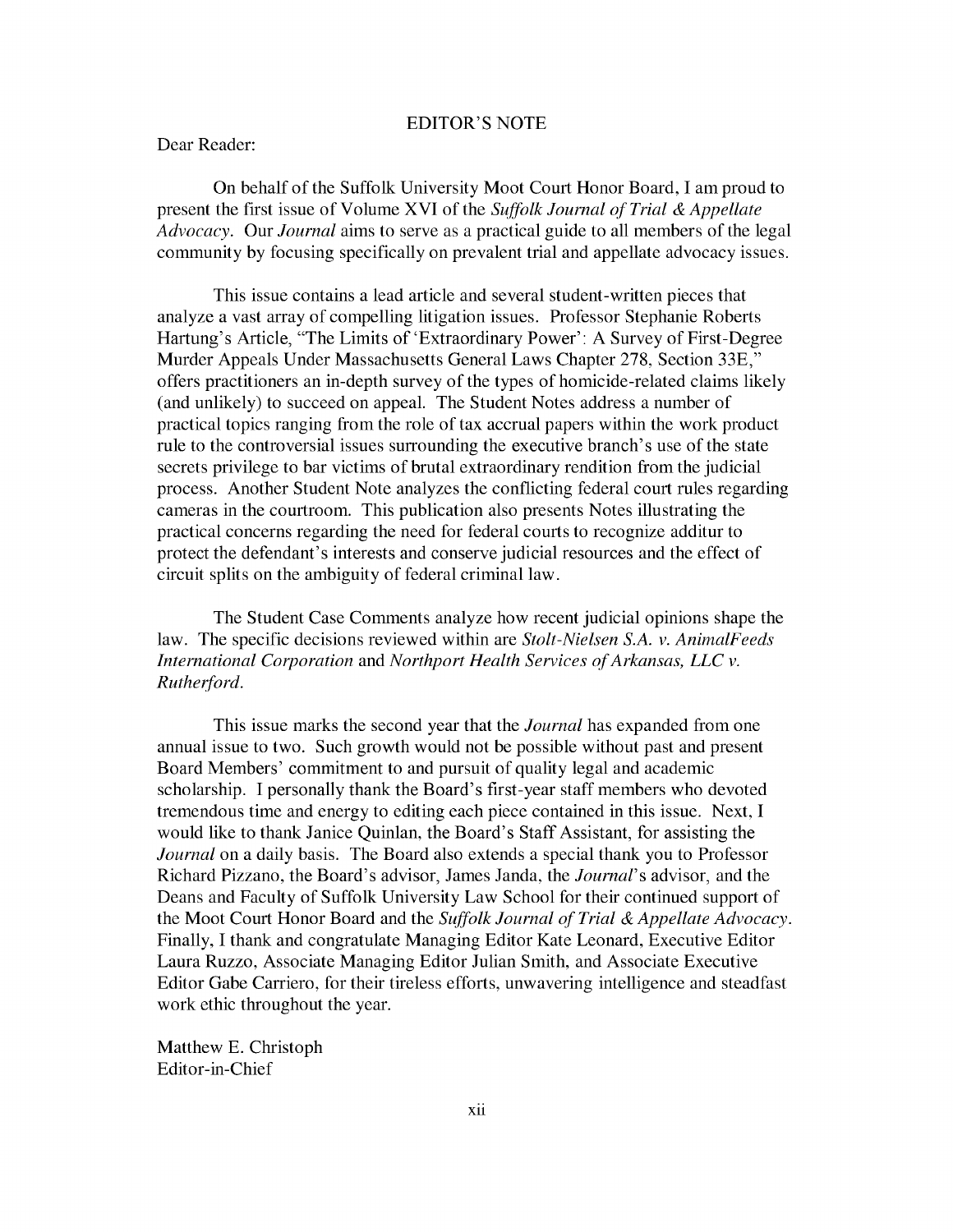## EDITOR'S NOTE

Dear Reader:

On behalf of the Suffolk University Moot Court Honor Board, I am proud to present the first issue of Volume XVI of the *Suffolk Journal of Trial & Appellate Advocacy*. Our *Journal* aims to serve as a practical guide to all members of the legal community by focusing specifically on prevalent trial and appellate advocacy issues.

This issue contains a lead article and several student-written pieces that analyze a vast array of compelling litigation issues. Professor Stephanie Roberts Hartung's Article, "The Limits of 'Extraordinary Power': A Survey of First-Degree Murder Appeals Under Massachusetts General Laws Chapter 278, Section 33E," offers practitioners an in-depth survey of the types of homicide-related claims likely (and unlikely) to succeed on appeal. The Student Notes address a number of practical topics ranging from the role of tax accrual papers within the work product rule to the controversial issues surrounding the executive branch's use of the state secrets privilege to bar victims of brutal extraordinary rendition from the judicial process. Another Student Note analyzes the conflicting federal court rules regarding cameras in the courtroom. This publication also presents Notes illustrating the practical concerns regarding the need for federal courts to recognize additur to protect the defendant's interests and conserve judicial resources and the effect of circuit splits on the ambiguity of federal criminal law.

The Student Case Comments analyze how recent judicial opinions shape the law. The specific decisions reviewed within are *Stolt-Nielsen S.A. v. AnimalFeeds International Corporation* and *Northport Health Services of Arkansas, LLC v. Rutherford*.

This issue marks the second year that the *Journal* has expanded from one annual issue to two. Such growth would not be possible without past and present Board Members' commitment to and pursuit of quality legal and academic scholarship. I personally thank the Board's first-year staff members who devoted tremendous time and energy to editing each piece contained in this issue. Next, I would like to thank Janice Quinlan, the Board's Staff Assistant, for assisting the *Journal* on a daily basis. The Board also extends a special thank you to Professor Richard Pizzano, the Board's advisor, James Janda, the *Journal*'s advisor, and the Deans and Faculty of Suffolk University Law School for their continued support of the Moot Court Honor Board and the *Suffolk Journal of Trial & Appellate Advocacy*. Finally, I thank and congratulate Managing Editor Kate Leonard, Executive Editor Laura Ruzzo, Associate Managing Editor Julian Smith, and Associate Executive Editor Gabe Carriero, for their tireless efforts, unwavering intelligence and steadfast work ethic throughout the year.

Matthew E. Christoph
Editor-in-Chief